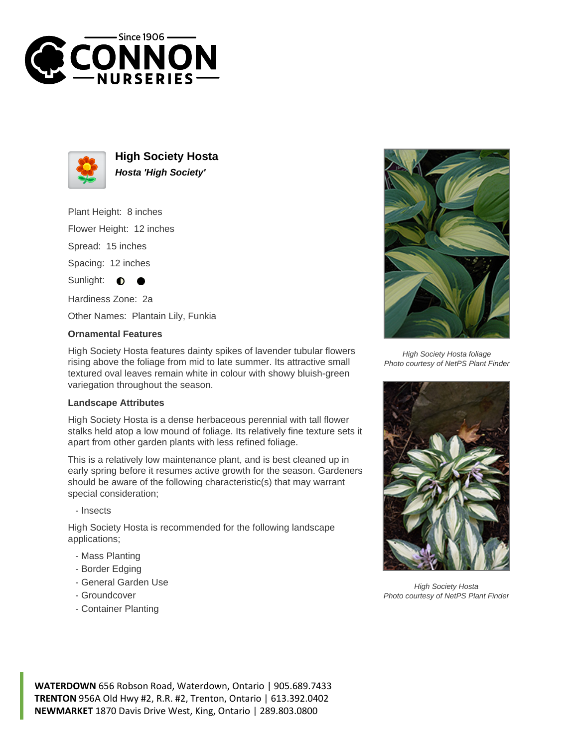# High Society Hosta

***Hosta 'High Society'***

Plant Height: 8 inches

Flower Height: 12 inches

Spread: 15 inches

Spacing: 12 inches

Sunlight: ◐ ●

Hardiness Zone: 2a

Other Names: Plantain Lily, Funkia

### Ornamental Features

High Society Hosta features dainty spikes of lavender tubular flowers rising above the foliage from mid to late summer. Its attractive small textured oval leaves remain white in colour with showy bluish-green variegation throughout the season.

### Landscape Attributes

High Society Hosta is a dense herbaceous perennial with tall flower stalks held atop a low mound of foliage. Its relatively fine texture sets it apart from other garden plants with less refined foliage.

This is a relatively low maintenance plant, and is best cleaned up in early spring before it resumes active growth for the season. Gardeners should be aware of the following characteristic(s) that may warrant special consideration;

- Insects

High Society Hosta is recommended for the following landscape applications;

- Mass Planting
- Border Edging
- General Garden Use
- Groundcover
- Container Planting

*High Society Hosta foliage*
*Photo courtesy of NetPS Plant Finder*

*High Society Hosta*
*Photo courtesy of NetPS Plant Finder*

**WATERDOWN** 656 Robson Road, Waterdown, Ontario | 905.689.7433
**TRENTON** 956A Old Hwy #2, R.R. #2, Trenton, Ontario | 613.392.0402
**NEWMARKET** 1870 Davis Drive West, King, Ontario | 289.803.0800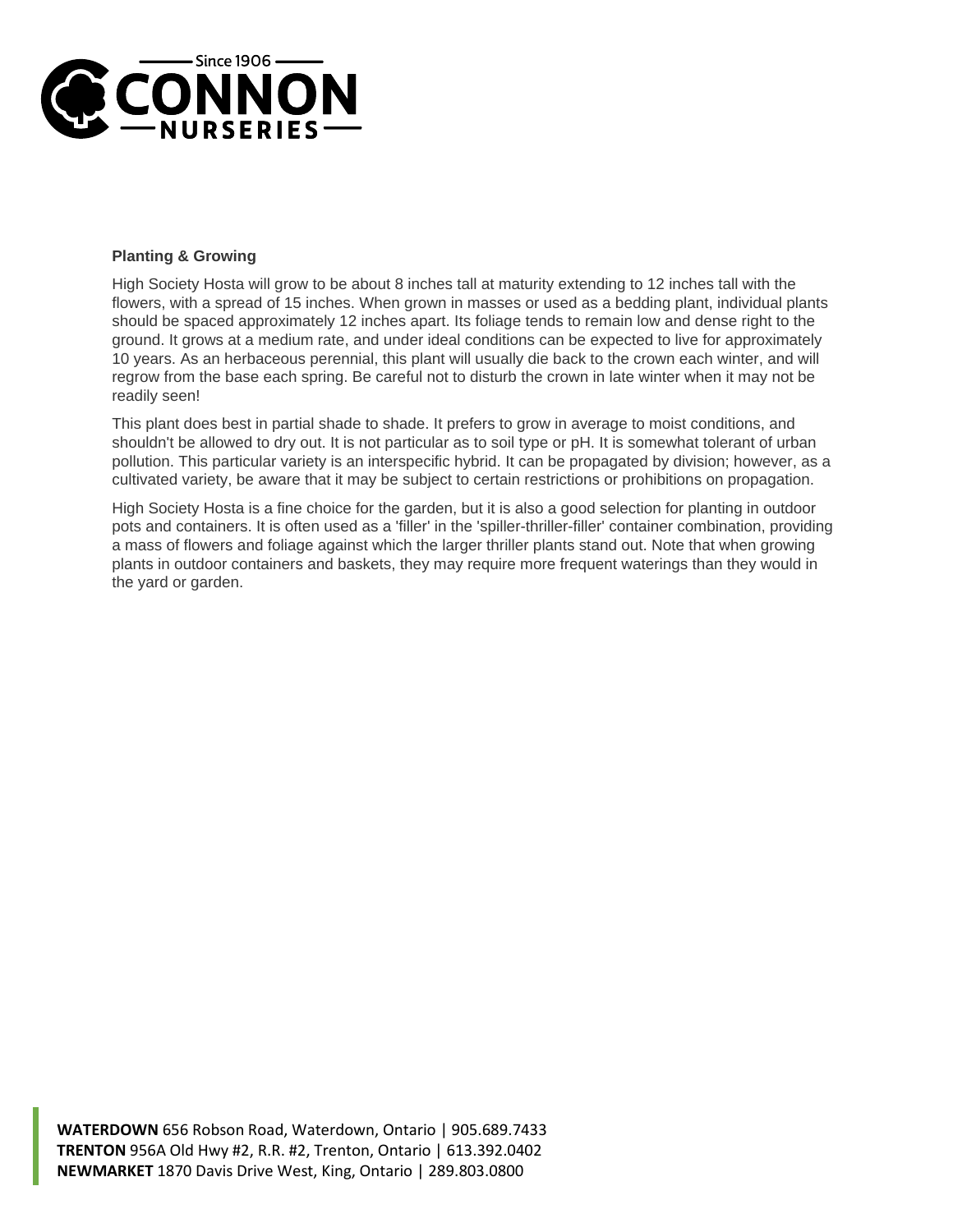### Planting & Growing

High Society Hosta will grow to be about 8 inches tall at maturity extending to 12 inches tall with the flowers, with a spread of 15 inches. When grown in masses or used as a bedding plant, individual plants should be spaced approximately 12 inches apart. Its foliage tends to remain low and dense right to the ground. It grows at a medium rate, and under ideal conditions can be expected to live for approximately 10 years. As an herbaceous perennial, this plant will usually die back to the crown each winter, and will regrow from the base each spring. Be careful not to disturb the crown in late winter when it may not be readily seen!

This plant does best in partial shade to shade. It prefers to grow in average to moist conditions, and shouldn't be allowed to dry out. It is not particular as to soil type or pH. It is somewhat tolerant of urban pollution. This particular variety is an interspecific hybrid. It can be propagated by division; however, as a cultivated variety, be aware that it may be subject to certain restrictions or prohibitions on propagation.

High Society Hosta is a fine choice for the garden, but it is also a good selection for planting in outdoor pots and containers. It is often used as a 'filler' in the 'spiller-thriller-filler' container combination, providing a mass of flowers and foliage against which the larger thriller plants stand out. Note that when growing plants in outdoor containers and baskets, they may require more frequent waterings than they would in the yard or garden.